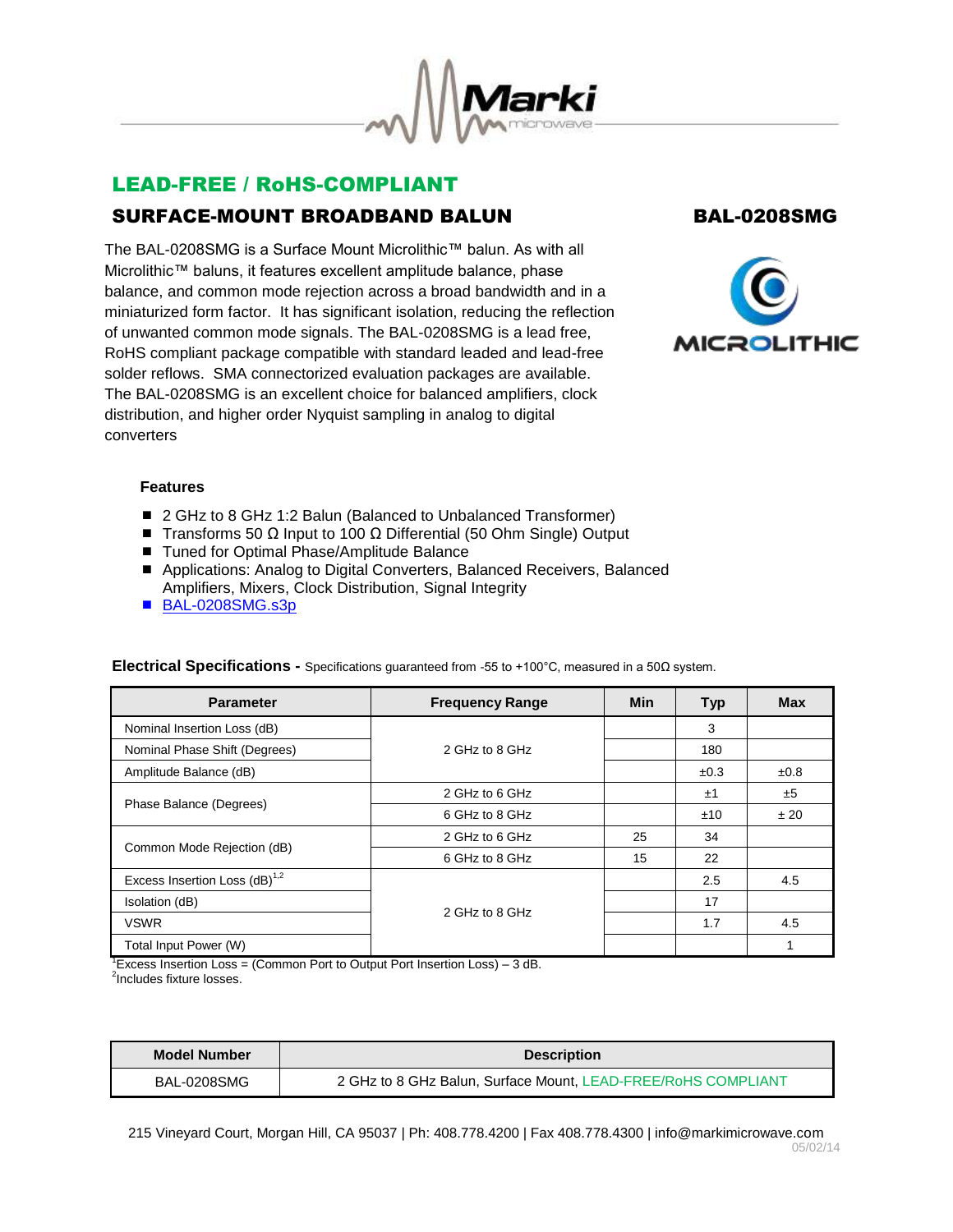## LEAD-FREE / RoHS-COMPLIANT

## SURFACE-MOUNT BROADBAND BALUN

## BAL-0208SMG

The BAL-0208SMG is a Surface Mount Microlithic™ balun. As with all Microlithic™ baluns, it features excellent amplitude balance, phase balance, and common mode rejection across a broad bandwidth and in a miniaturized form factor. It has significant isolation, reducing the reflection of unwanted common mode signals. The BAL-0208SMG is a lead free, RoHS compliant package compatible with standard leaded and lead-free solder reflows. SMA connectorized evaluation packages are available. The BAL-0208SMG is an excellent choice for balanced amplifiers, clock distribution, and higher order Nyquist sampling in analog to digital converters

MICROLITHIC

### Features

- 2 GHz to 8 GHz 1:2 Balun (Balanced to Unbalanced Transformer)
- Transforms 50 Ω Input to 100 Ω Differential (50 Ohm Single) Output
- Tuned for Optimal Phase/Amplitude Balance
- Applications: Analog to Digital Converters, Balanced Receivers, Balanced Amplifiers, Mixers, Clock Distribution, Signal Integrity
- BAL-0208SMG.s3p

**Electrical Specifications -** Specifications guaranteed from -55 to +100°C, measured in a 50Ω system.

| Parameter | Frequency Range | Min | Typ | Max |
|---|---|---|---|---|
| Nominal Insertion Loss (dB) | 2 GHz to 8 GHz | | 3 | |
| Nominal Phase Shift (Degrees) | 2 GHz to 8 GHz | | 180 | |
| Amplitude Balance (dB) | 2 GHz to 8 GHz | | ±0.3 | ±0.8 |
| Phase Balance (Degrees) | 2 GHz to 6 GHz | | ±1 | ±5 |
| | 6 GHz to 8 GHz | | ±10 | ± 20 |
| Common Mode Rejection (dB) | 2 GHz to 6 GHz | 25 | 34 | |
| | 6 GHz to 8 GHz | 15 | 22 | |
| Excess Insertion Loss (dB)[1,2] | 2 GHz to 8 GHz | | 2.5 | 4.5 |
| Isolation (dB) | 2 GHz to 8 GHz | | 17 | |
| VSWR | 2 GHz to 8 GHz | | 1.7 | 4.5 |
| Total Input Power (W) | 2 GHz to 8 GHz | | | 1 |

[1]Excess Insertion Loss = (Common Port to Output Port Insertion Loss) – 3 dB.
[2]Includes fixture losses.

| Model Number | Description |
|---|---|
| BAL-0208SMG | 2 GHz to 8 GHz Balun, Surface Mount, LEAD-FREE/RoHS COMPLIANT |

215 Vineyard Court, Morgan Hill, CA 95037 | Ph: 408.778.4200 | Fax 408.778.4300 | info@markimicrowave.com

05/02/14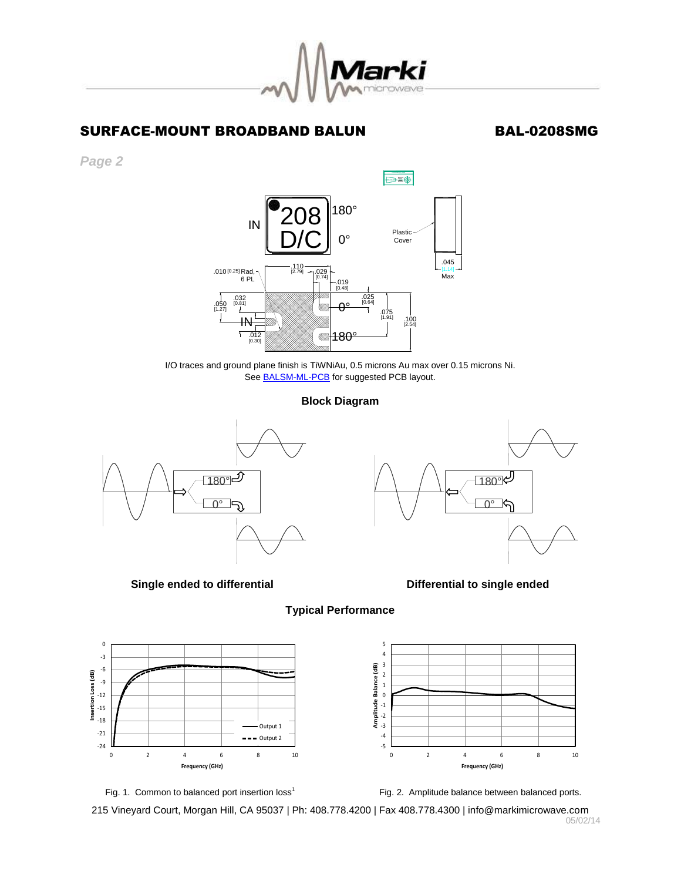# SURFACE-MOUNT BROADBAND BALUN

## BAL-0208SMG

*Page 2*

I/O traces and ground plane finish is TiWNiAu, 0.5 microns Au max over 0.15 microns Ni.
See BALSM-ML-PCB for suggested PCB layout.

### Block Diagram

**Single ended to differential** **Differential to single ended**

### Typical Performance

Fig. 1. Common to balanced port insertion loss[1]

Fig. 2. Amplitude balance between balanced ports.

215 Vineyard Court, Morgan Hill, CA 95037 | Ph: 408.778.4200 | Fax 408.778.4300 | info@markimicrowave.com
05/02/14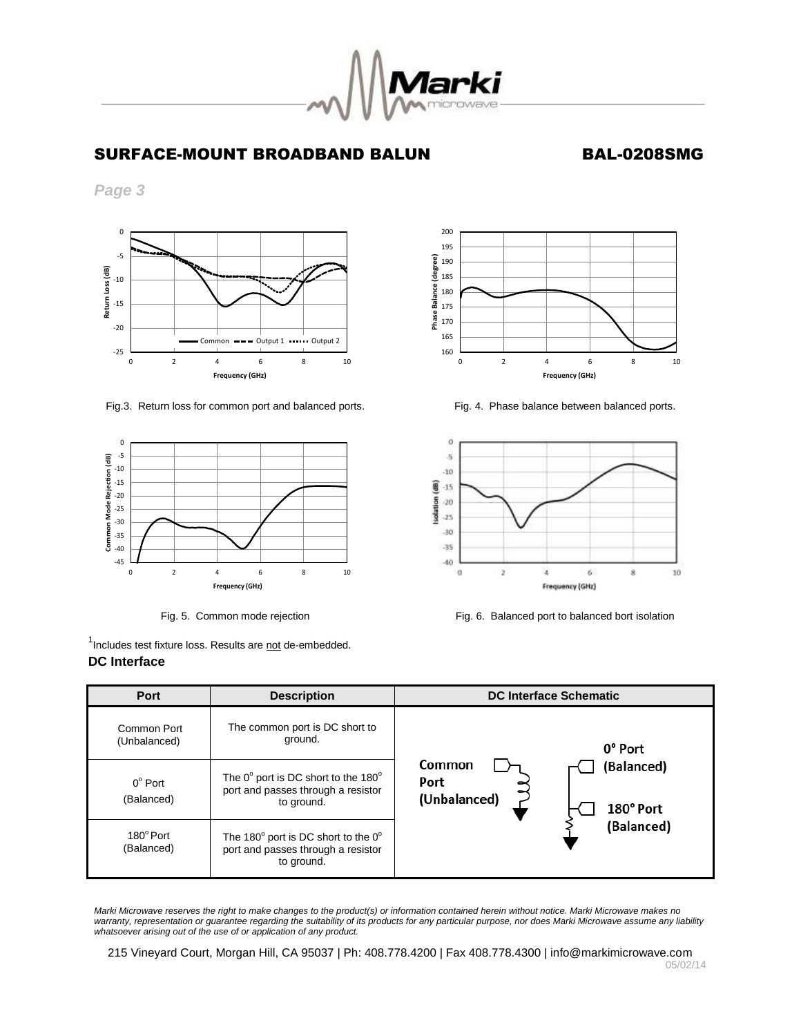## SURFACE-MOUNT BROADBAND BALUN BAL-0208SMG

*Page 3*

0
-5
-10
-15
-20
-25
Return Loss (dB)
0 2 4 6 8 10
Frequency (GHz)
Common Output 1 Output 2

Fig.3. Return loss for common port and balanced ports.

200
195
190
185
180
175
170
165
160
Phase Balance (degree)
0 2 4 6 8 10
Frequency (GHz)

Fig. 4. Phase balance between balanced ports.

0
-5
-10
-15
-20
-25
-30
-35
-40
-45
Common Mode Rejection (dB)
0 2 4 6 8 10
Frequency (GHz)

Fig. 5. Common mode rejection

0
-5
-10
-15
-20
-25
-30
-35
-40
Isolation (dB)
0 2 4 6 8 10
Frequency (GHz)

Fig. 6. Balanced port to balanced bort isolation

[1]Includes test fixture loss. Results are not de-embedded.

### DC Interface

| Port | Description | DC Interface Schematic |
|---|---|---|
| Common Port (Unbalanced) | The common port is DC short to ground. | Common Port (Unbalanced); 0° Port (Balanced); 180° Port (Balanced) |
| 0° Port (Balanced) | The 0° port is DC short to the 180° port and passes through a resistor to ground. | |
| 180° Port (Balanced) | The 180° port is DC short to the 0° port and passes through a resistor to ground. | |

*Marki Microwave reserves the right to make changes to the product(s) or information contained herein without notice. Marki Microwave makes no warranty, representation or guarantee regarding the suitability of its products for any particular purpose, nor does Marki Microwave assume any liability whatsoever arising out of the use of or application of any product.*

215 Vineyard Court, Morgan Hill, CA 95037 | Ph: 408.778.4200 | Fax 408.778.4300 | info@markimicrowave.com
05/02/14